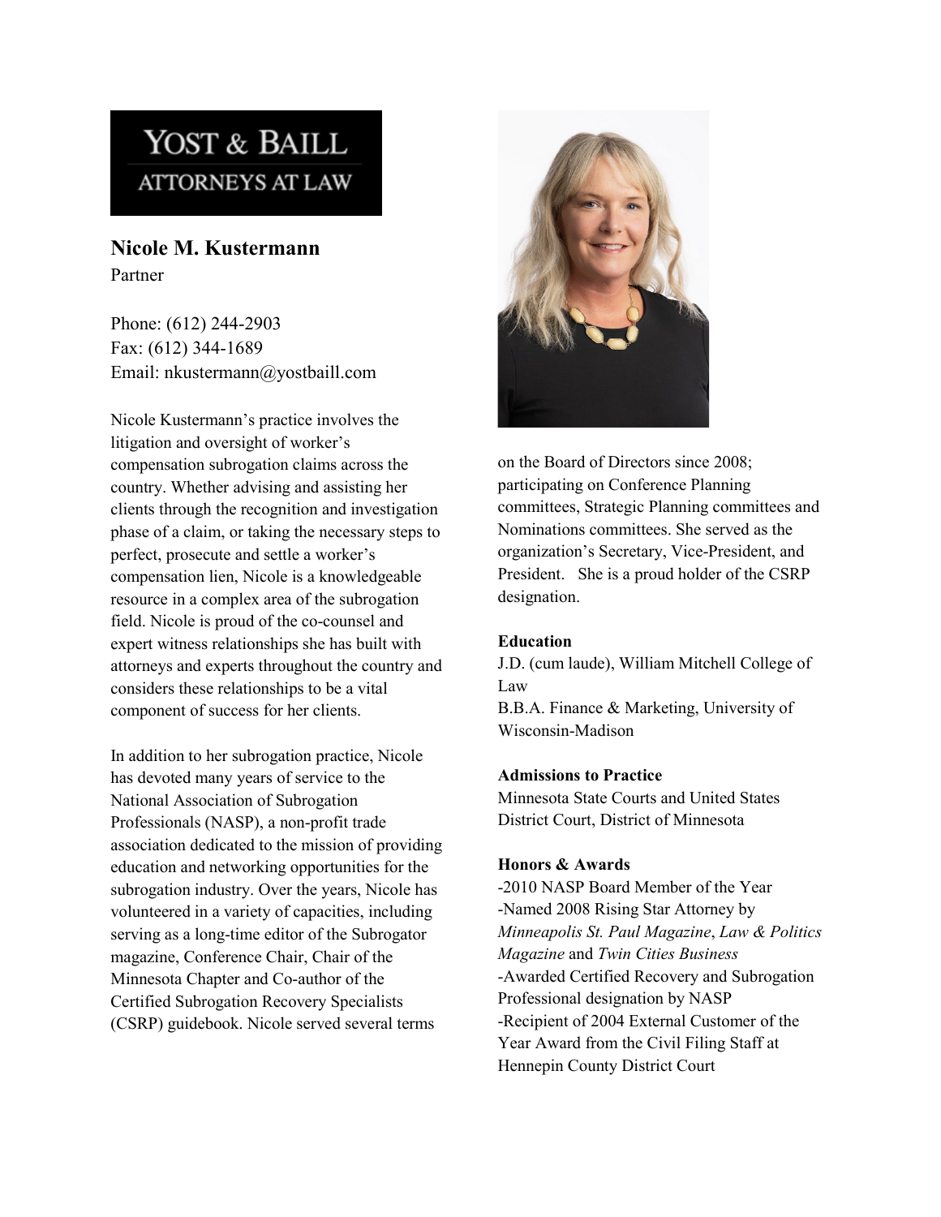YOST & BAILL
ATTORNEYS AT LAW

## Nicole M. Kustermann

Partner

Phone: (612) 244-2903
Fax: (612) 344-1689
Email: nkustermann@yostbaill.com

Nicole Kustermann's practice involves the litigation and oversight of worker's compensation subrogation claims across the country. Whether advising and assisting her clients through the recognition and investigation phase of a claim, or taking the necessary steps to perfect, prosecute and settle a worker's compensation lien, Nicole is a knowledgeable resource in a complex area of the subrogation field. Nicole is proud of the co-counsel and expert witness relationships she has built with attorneys and experts throughout the country and considers these relationships to be a vital component of success for her clients.

In addition to her subrogation practice, Nicole has devoted many years of service to the National Association of Subrogation Professionals (NASP), a non-profit trade association dedicated to the mission of providing education and networking opportunities for the subrogation industry. Over the years, Nicole has volunteered in a variety of capacities, including serving as a long-time editor of the Subrogator magazine, Conference Chair, Chair of the Minnesota Chapter and Co-author of the Certified Subrogation Recovery Specialists (CSRP) guidebook. Nicole served several terms on the Board of Directors since 2008; participating on Conference Planning committees, Strategic Planning committees and Nominations committees. She served as the organization's Secretary, Vice-President, and President. She is a proud holder of the CSRP designation.

**Education**

J.D. (cum laude), William Mitchell College of Law
B.B.A. Finance & Marketing, University of Wisconsin-Madison

**Admissions to Practice**

Minnesota State Courts and United States District Court, District of Minnesota

**Honors & Awards**

-2010 NASP Board Member of the Year
-Named 2008 Rising Star Attorney by *Minneapolis St. Paul Magazine*, *Law & Politics Magazine* and *Twin Cities Business*
-Awarded Certified Recovery and Subrogation Professional designation by NASP
-Recipient of 2004 External Customer of the Year Award from the Civil Filing Staff at Hennepin County District Court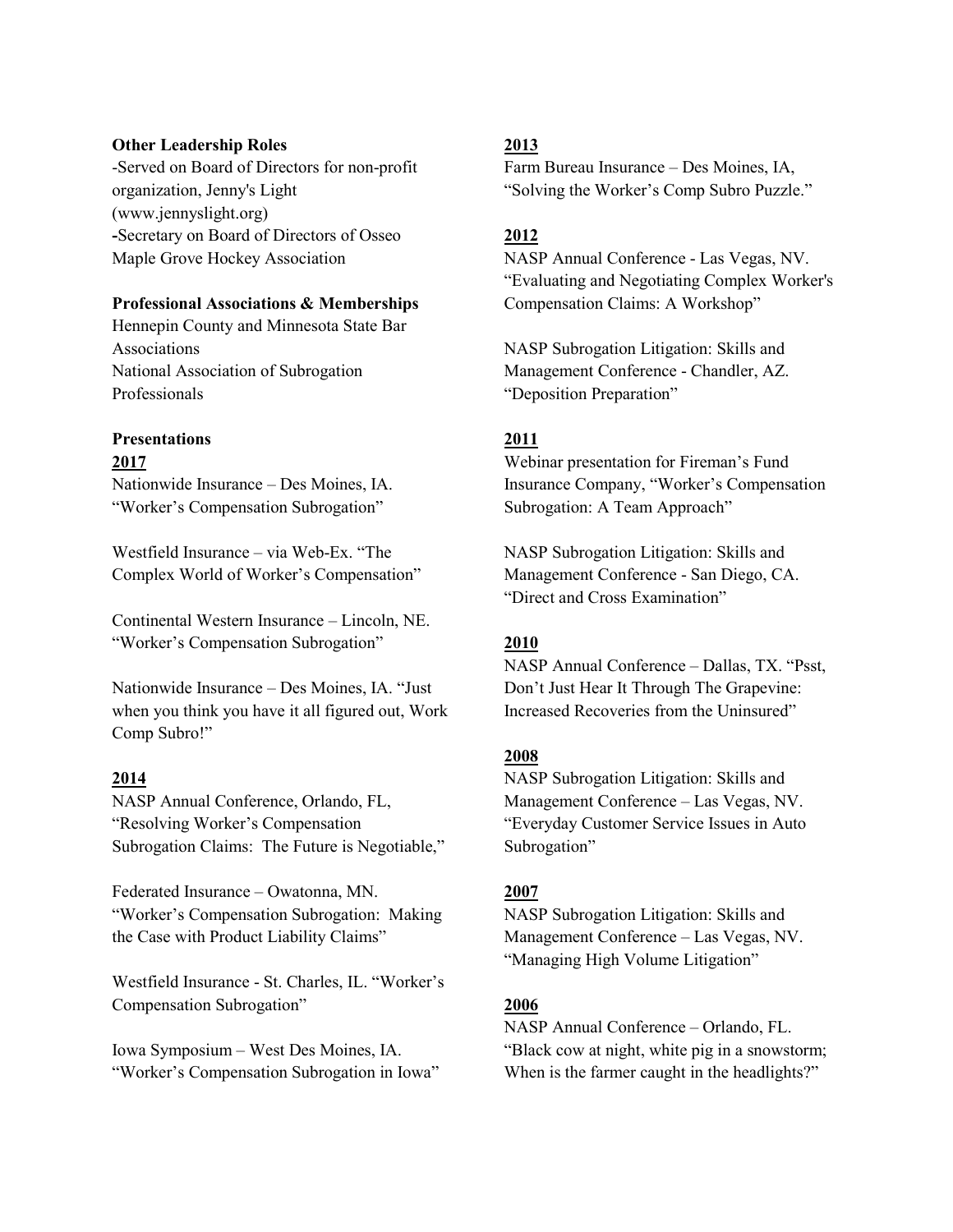**Other Leadership Roles**

-Served on Board of Directors for non-profit organization, Jenny's Light (www.jennyslight.org)

**-**Secretary on Board of Directors of Osseo Maple Grove Hockey Association

**Professional Associations & Memberships**

Hennepin County and Minnesota State Bar Associations

National Association of Subrogation Professionals

**Presentations**

**2017**

Nationwide Insurance – Des Moines, IA. "Worker's Compensation Subrogation"

Westfield Insurance – via Web-Ex. "The Complex World of Worker's Compensation"

Continental Western Insurance – Lincoln, NE. "Worker's Compensation Subrogation"

Nationwide Insurance – Des Moines, IA. "Just when you think you have it all figured out, Work Comp Subro!"

**2014**

NASP Annual Conference, Orlando, FL, "Resolving Worker's Compensation Subrogation Claims: The Future is Negotiable,"

Federated Insurance – Owatonna, MN. "Worker's Compensation Subrogation: Making the Case with Product Liability Claims"

Westfield Insurance - St. Charles, IL. "Worker's Compensation Subrogation"

Iowa Symposium – West Des Moines, IA. "Worker's Compensation Subrogation in Iowa"

**2013**

Farm Bureau Insurance – Des Moines, IA, "Solving the Worker's Comp Subro Puzzle."

**2012**

NASP Annual Conference - Las Vegas, NV. "Evaluating and Negotiating Complex Worker's Compensation Claims: A Workshop"

NASP Subrogation Litigation: Skills and Management Conference - Chandler, AZ. "Deposition Preparation"

**2011**

Webinar presentation for Fireman's Fund Insurance Company, "Worker's Compensation Subrogation: A Team Approach"

NASP Subrogation Litigation: Skills and Management Conference - San Diego, CA. "Direct and Cross Examination"

**2010**

NASP Annual Conference – Dallas, TX. "Psst, Don't Just Hear It Through The Grapevine: Increased Recoveries from the Uninsured"

**2008**

NASP Subrogation Litigation: Skills and Management Conference – Las Vegas, NV. "Everyday Customer Service Issues in Auto Subrogation"

**2007**

NASP Subrogation Litigation: Skills and Management Conference – Las Vegas, NV. "Managing High Volume Litigation"

**2006**

NASP Annual Conference – Orlando, FL. "Black cow at night, white pig in a snowstorm; When is the farmer caught in the headlights?"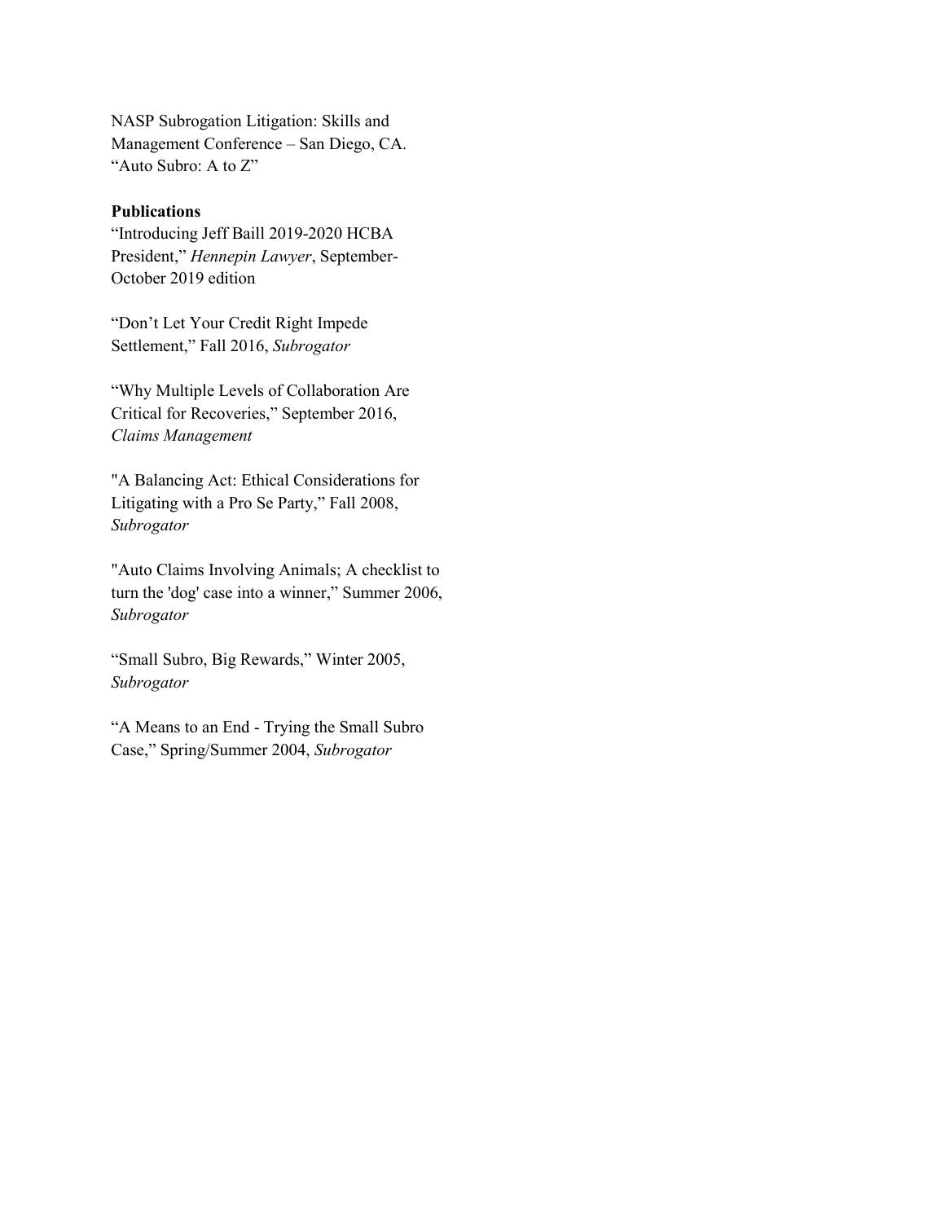NASP Subrogation Litigation: Skills and Management Conference – San Diego, CA.
"Auto Subro: A to Z"

**Publications**

"Introducing Jeff Baill 2019-2020 HCBA President," *Hennepin Lawyer*, September-October 2019 edition

"Don't Let Your Credit Right Impede Settlement," Fall 2016, *Subrogator*

"Why Multiple Levels of Collaboration Are Critical for Recoveries," September 2016, *Claims Management*

"A Balancing Act: Ethical Considerations for Litigating with a Pro Se Party," Fall 2008, *Subrogator*

"Auto Claims Involving Animals; A checklist to turn the 'dog' case into a winner," Summer 2006, *Subrogator*

"Small Subro, Big Rewards," Winter 2005, *Subrogator*

"A Means to an End - Trying the Small Subro Case," Spring/Summer 2004, *Subrogator*